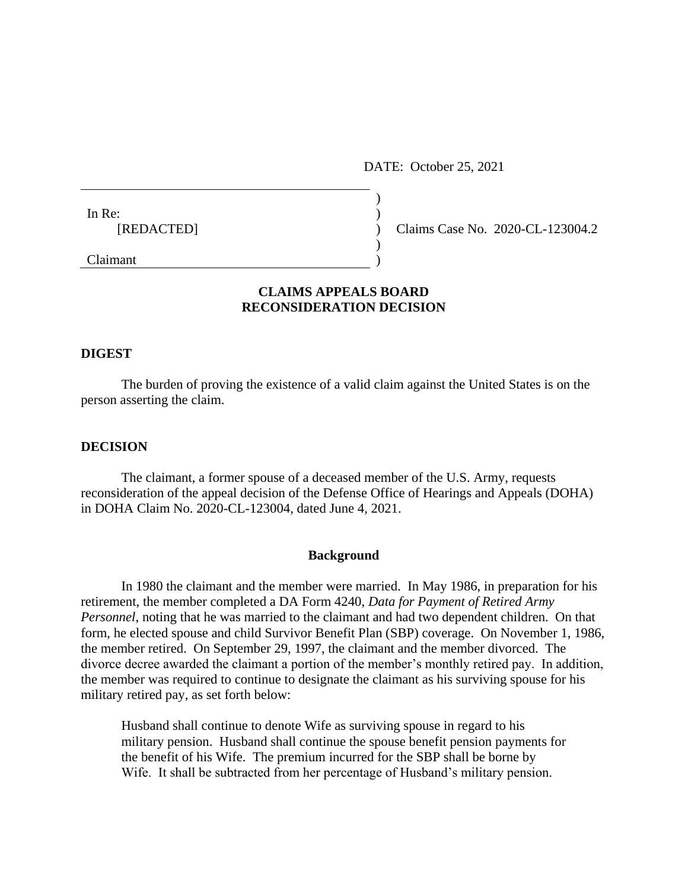DATE: October 25, 2021

In Re:
[REDACTED]

Claimant

Claims Case No. 2020-CL-123004.2

## CLAIMS APPEALS BOARD RECONSIDERATION DECISION

### DIGEST

The burden of proving the existence of a valid claim against the United States is on the person asserting the claim.

### DECISION

The claimant, a former spouse of a deceased member of the U.S. Army, requests reconsideration of the appeal decision of the Defense Office of Hearings and Appeals (DOHA) in DOHA Claim No. 2020-CL-123004, dated June 4, 2021.

#### Background

In 1980 the claimant and the member were married. In May 1986, in preparation for his retirement, the member completed a DA Form 4240, *Data for Payment of Retired Army Personnel*, noting that he was married to the claimant and had two dependent children. On that form, he elected spouse and child Survivor Benefit Plan (SBP) coverage. On November 1, 1986, the member retired. On September 29, 1997, the claimant and the member divorced. The divorce decree awarded the claimant a portion of the member's monthly retired pay. In addition, the member was required to continue to designate the claimant as his surviving spouse for his military retired pay, as set forth below:

> Husband shall continue to denote Wife as surviving spouse in regard to his military pension. Husband shall continue the spouse benefit pension payments for the benefit of his Wife. The premium incurred for the SBP shall be borne by Wife. It shall be subtracted from her percentage of Husband's military pension.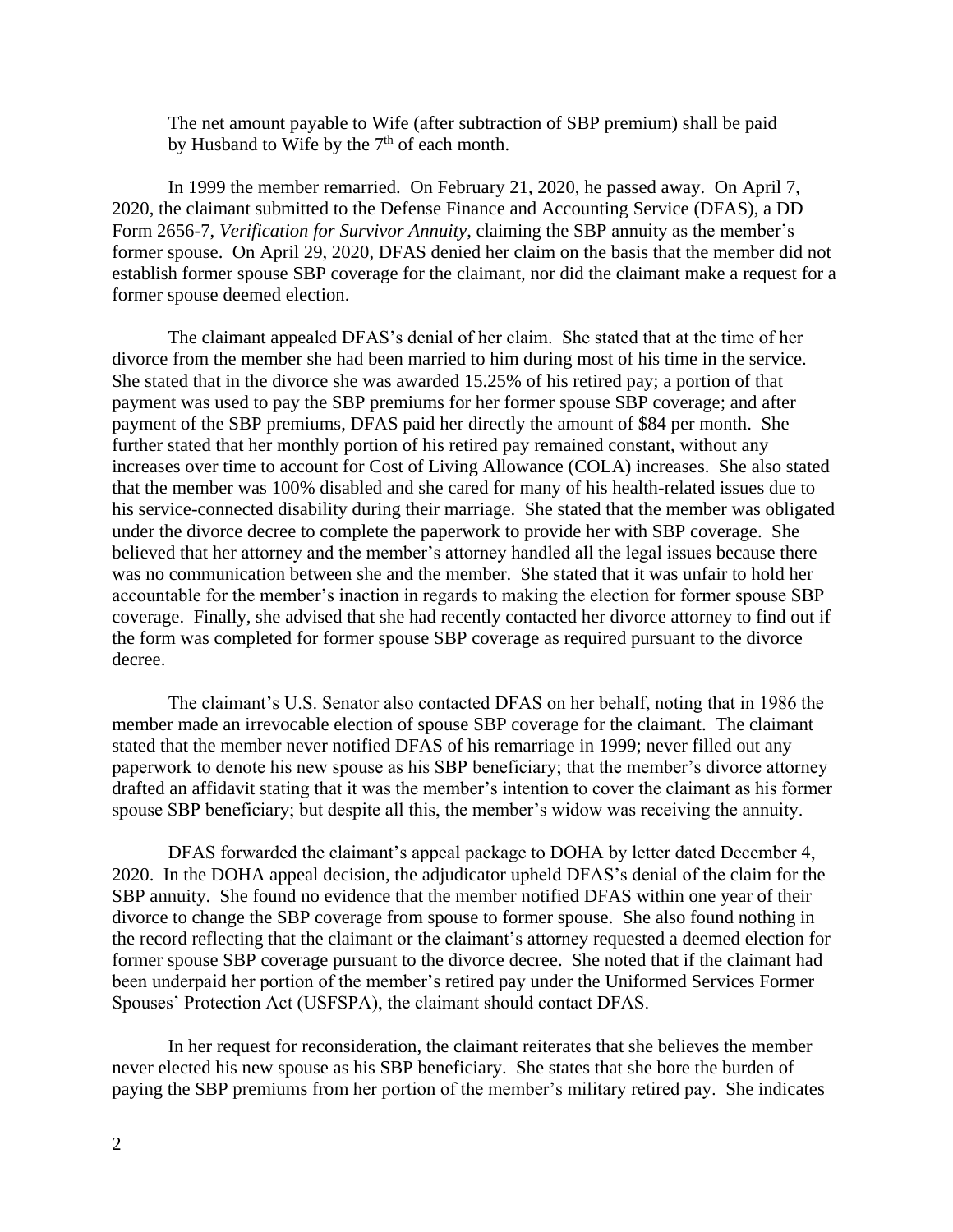The net amount payable to Wife (after subtraction of SBP premium) shall be paid by Husband to Wife by the 7th of each month.

In 1999 the member remarried. On February 21, 2020, he passed away. On April 7, 2020, the claimant submitted to the Defense Finance and Accounting Service (DFAS), a DD Form 2656-7, *Verification for Survivor Annuity*, claiming the SBP annuity as the member's former spouse. On April 29, 2020, DFAS denied her claim on the basis that the member did not establish former spouse SBP coverage for the claimant, nor did the claimant make a request for a former spouse deemed election.

The claimant appealed DFAS's denial of her claim. She stated that at the time of her divorce from the member she had been married to him during most of his time in the service. She stated that in the divorce she was awarded 15.25% of his retired pay; a portion of that payment was used to pay the SBP premiums for her former spouse SBP coverage; and after payment of the SBP premiums, DFAS paid her directly the amount of $84 per month. She further stated that her monthly portion of his retired pay remained constant, without any increases over time to account for Cost of Living Allowance (COLA) increases. She also stated that the member was 100% disabled and she cared for many of his health-related issues due to his service-connected disability during their marriage. She stated that the member was obligated under the divorce decree to complete the paperwork to provide her with SBP coverage. She believed that her attorney and the member's attorney handled all the legal issues because there was no communication between she and the member. She stated that it was unfair to hold her accountable for the member's inaction in regards to making the election for former spouse SBP coverage. Finally, she advised that she had recently contacted her divorce attorney to find out if the form was completed for former spouse SBP coverage as required pursuant to the divorce decree.

The claimant's U.S. Senator also contacted DFAS on her behalf, noting that in 1986 the member made an irrevocable election of spouse SBP coverage for the claimant. The claimant stated that the member never notified DFAS of his remarriage in 1999; never filled out any paperwork to denote his new spouse as his SBP beneficiary; that the member's divorce attorney drafted an affidavit stating that it was the member's intention to cover the claimant as his former spouse SBP beneficiary; but despite all this, the member's widow was receiving the annuity.

DFAS forwarded the claimant's appeal package to DOHA by letter dated December 4, 2020. In the DOHA appeal decision, the adjudicator upheld DFAS's denial of the claim for the SBP annuity. She found no evidence that the member notified DFAS within one year of their divorce to change the SBP coverage from spouse to former spouse. She also found nothing in the record reflecting that the claimant or the claimant's attorney requested a deemed election for former spouse SBP coverage pursuant to the divorce decree. She noted that if the claimant had been underpaid her portion of the member's retired pay under the Uniformed Services Former Spouses' Protection Act (USFSPA), the claimant should contact DFAS.

In her request for reconsideration, the claimant reiterates that she believes the member never elected his new spouse as his SBP beneficiary. She states that she bore the burden of paying the SBP premiums from her portion of the member's military retired pay. She indicates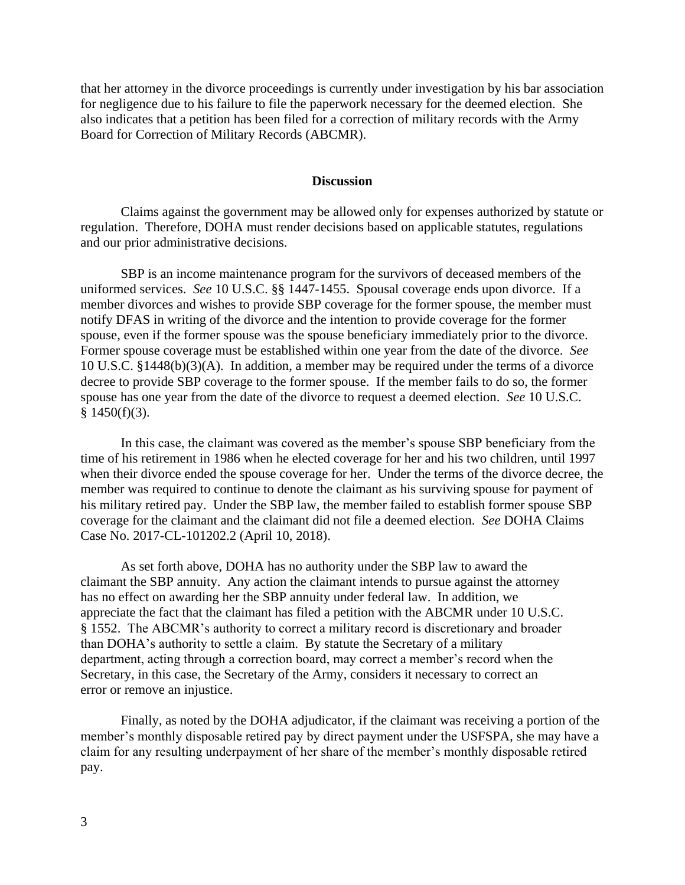that her attorney in the divorce proceedings is currently under investigation by his bar association for negligence due to his failure to file the paperwork necessary for the deemed election. She also indicates that a petition has been filed for a correction of military records with the Army Board for Correction of Military Records (ABCMR).

## Discussion

Claims against the government may be allowed only for expenses authorized by statute or regulation. Therefore, DOHA must render decisions based on applicable statutes, regulations and our prior administrative decisions.

SBP is an income maintenance program for the survivors of deceased members of the uniformed services. *See* 10 U.S.C. §§ 1447-1455. Spousal coverage ends upon divorce. If a member divorces and wishes to provide SBP coverage for the former spouse, the member must notify DFAS in writing of the divorce and the intention to provide coverage for the former spouse, even if the former spouse was the spouse beneficiary immediately prior to the divorce. Former spouse coverage must be established within one year from the date of the divorce. *See* 10 U.S.C. §1448(b)(3)(A). In addition, a member may be required under the terms of a divorce decree to provide SBP coverage to the former spouse. If the member fails to do so, the former spouse has one year from the date of the divorce to request a deemed election. *See* 10 U.S.C. § 1450(f)(3).

In this case, the claimant was covered as the member's spouse SBP beneficiary from the time of his retirement in 1986 when he elected coverage for her and his two children, until 1997 when their divorce ended the spouse coverage for her. Under the terms of the divorce decree, the member was required to continue to denote the claimant as his surviving spouse for payment of his military retired pay. Under the SBP law, the member failed to establish former spouse SBP coverage for the claimant and the claimant did not file a deemed election. *See* DOHA Claims Case No. 2017-CL-101202.2 (April 10, 2018).

As set forth above, DOHA has no authority under the SBP law to award the claimant the SBP annuity. Any action the claimant intends to pursue against the attorney has no effect on awarding her the SBP annuity under federal law. In addition, we appreciate the fact that the claimant has filed a petition with the ABCMR under 10 U.S.C. § 1552. The ABCMR's authority to correct a military record is discretionary and broader than DOHA's authority to settle a claim. By statute the Secretary of a military department, acting through a correction board, may correct a member's record when the Secretary, in this case, the Secretary of the Army, considers it necessary to correct an error or remove an injustice.

Finally, as noted by the DOHA adjudicator, if the claimant was receiving a portion of the member's monthly disposable retired pay by direct payment under the USFSPA, she may have a claim for any resulting underpayment of her share of the member's monthly disposable retired pay.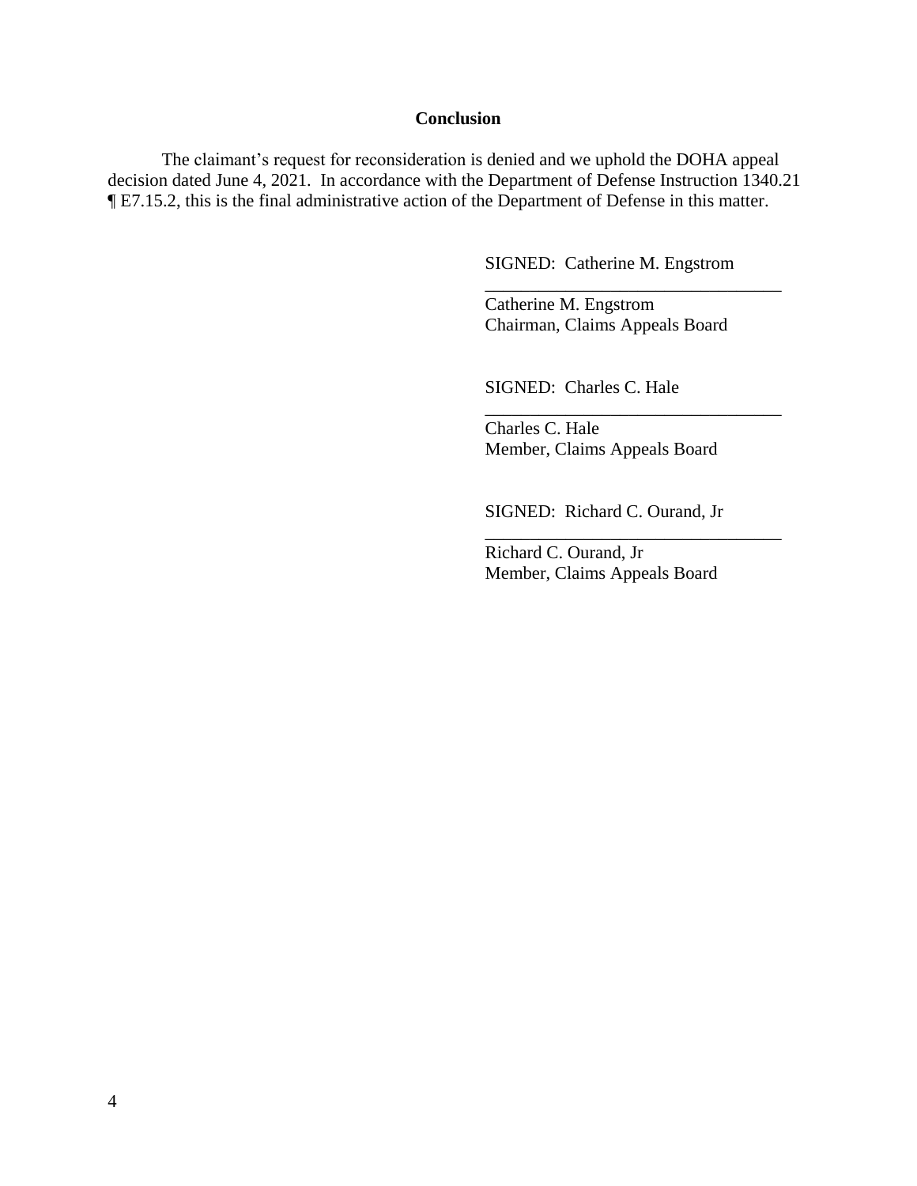## Conclusion

The claimant's request for reconsideration is denied and we uphold the DOHA appeal decision dated June 4, 2021. In accordance with the Department of Defense Instruction 1340.21 ¶ E7.15.2, this is the final administrative action of the Department of Defense in this matter.

SIGNED: Catherine M. Engstrom

\_\_\_\_\_\_\_\_\_\_\_\_\_\_\_\_\_\_\_\_\_\_\_\_\_\_\_\_\_\_\_\_\_

Catherine M. Engstrom
Chairman, Claims Appeals Board

SIGNED: Charles C. Hale

\_\_\_\_\_\_\_\_\_\_\_\_\_\_\_\_\_\_\_\_\_\_\_\_\_\_\_\_\_\_\_\_\_

Charles C. Hale
Member, Claims Appeals Board

SIGNED: Richard C. Ourand, Jr

\_\_\_\_\_\_\_\_\_\_\_\_\_\_\_\_\_\_\_\_\_\_\_\_\_\_\_\_\_\_\_\_\_

Richard C. Ourand, Jr
Member, Claims Appeals Board